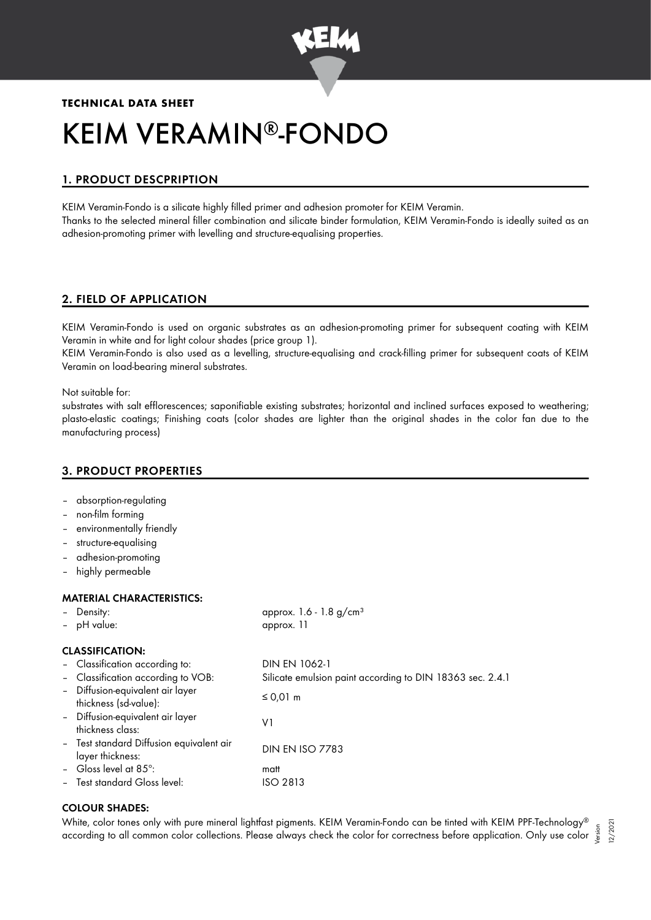**TECHNICAL DATA SHEET**

# KEIM VERAMIN®-FONDO

## 1. PRODUCT DESCPRIPTION

KEIM Veramin-Fondo is a silicate highly filled primer and adhesion promoter for KEIM Veramin.
Thanks to the selected mineral filler combination and silicate binder formulation, KEIM Veramin-Fondo is ideally suited as an adhesion-promoting primer with levelling and structure-equalising properties.

## 2. FIELD OF APPLICATION

KEIM Veramin-Fondo is used on organic substrates as an adhesion-promoting primer for subsequent coating with KEIM Veramin in white and for light colour shades (price group 1).
KEIM Veramin-Fondo is also used as a levelling, structure-equalising and crack-filling primer for subsequent coats of KEIM Veramin on load-bearing mineral substrates.

Not suitable for:
substrates with salt efflorescences; saponifiable existing substrates; horizontal and inclined surfaces exposed to weathering; plasto-elastic coatings; Finishing coats (color shades are lighter than the original shades in the color fan due to the manufacturing process)

## 3. PRODUCT PROPERTIES

- absorption-regulating
- non-film forming
- environmentally friendly
- structure-equalising
- adhesion-promoting
- highly permeable

### MATERIAL CHARACTERISTICS:

| | |
|---|---|
| – Density: | approx. 1.6 - 1.8 g/cm³ |
| – pH value: | approx. 11 |

### CLASSIFICATION:

| | |
|---|---|
| – Classification according to: | DIN EN 1062-1 |
| – Classification according to VOB: | Silicate emulsion paint according to DIN 18363 sec. 2.4.1 |
| – Diffusion-equivalent air layer thickness (sd-value): | ≤ 0,01 m |
| – Diffusion-equivalent air layer thickness class: | V1 |
| – Test standard Diffusion equivalent air layer thickness: | DIN EN ISO 7783 |
| – Gloss level at 85°: | matt |
| – Test standard Gloss level: | ISO 2813 |

### COLOUR SHADES:

White, color tones only with pure mineral lightfast pigments. KEIM Veramin-Fondo can be tinted with KEIM PPF-Technology® according to all common color collections. Please always check the color for correctness before application. Only use color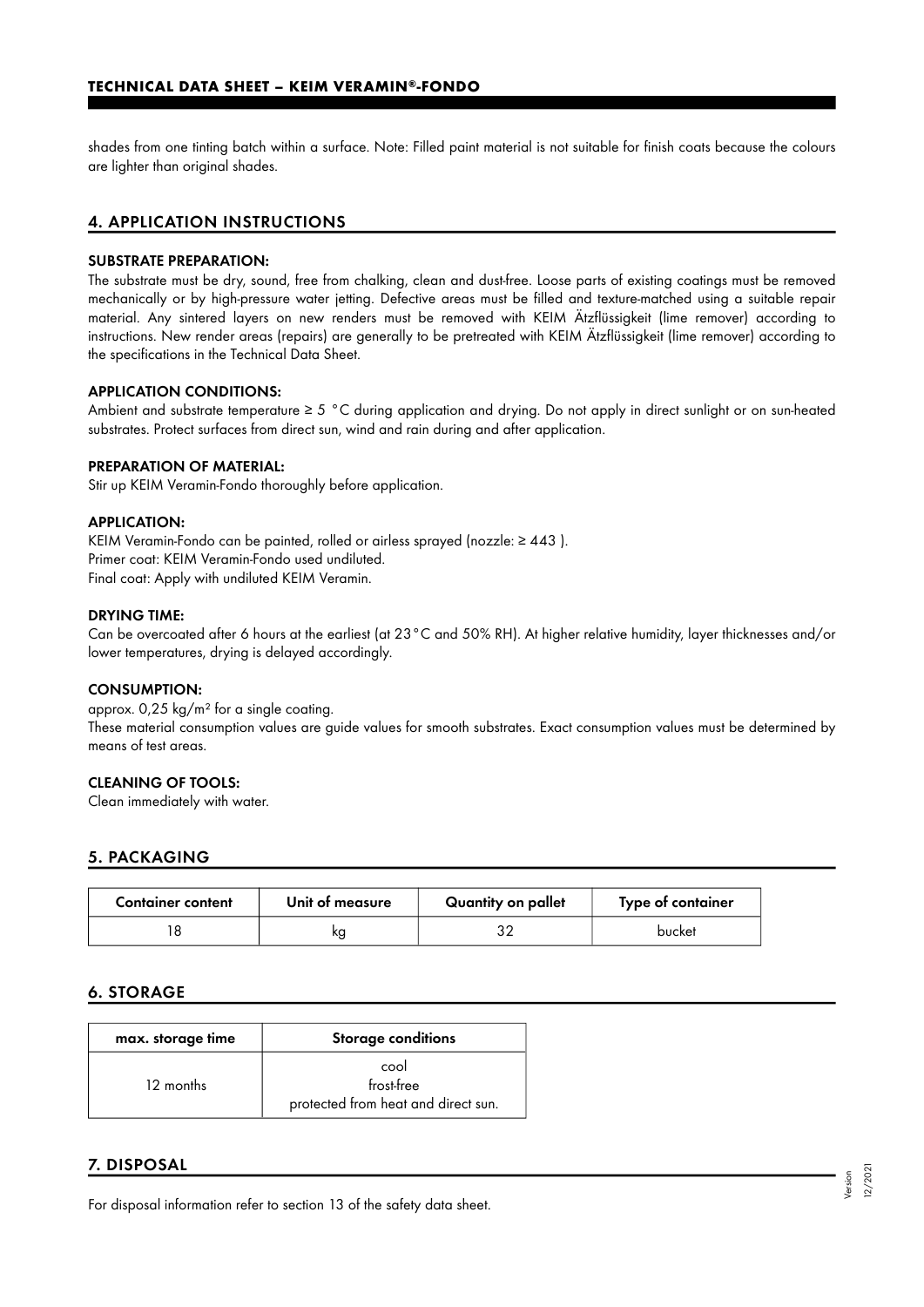shades from one tinting batch within a surface. Note: Filled paint material is not suitable for finish coats because the colours are lighter than original shades.

## 4. APPLICATION INSTRUCTIONS

### SUBSTRATE PREPARATION:

The substrate must be dry, sound, free from chalking, clean and dust-free. Loose parts of existing coatings must be removed mechanically or by high-pressure water jetting. Defective areas must be filled and texture-matched using a suitable repair material. Any sintered layers on new renders must be removed with KEIM Ätzflüssigkeit (lime remover) according to instructions. New render areas (repairs) are generally to be pretreated with KEIM Ätzflüssigkeit (lime remover) according to the specifications in the Technical Data Sheet.

### APPLICATION CONDITIONS:

Ambient and substrate temperature ≥ 5 °C during application and drying. Do not apply in direct sunlight or on sun-heated substrates. Protect surfaces from direct sun, wind and rain during and after application.

### PREPARATION OF MATERIAL:

Stir up KEIM Veramin-Fondo thoroughly before application.

### APPLICATION:

KEIM Veramin-Fondo can be painted, rolled or airless sprayed (nozzle: ≥ 443 ).
Primer coat: KEIM Veramin-Fondo used undiluted.
Final coat: Apply with undiluted KEIM Veramin.

### DRYING TIME:

Can be overcoated after 6 hours at the earliest (at 23°C and 50% RH). At higher relative humidity, layer thicknesses and/or lower temperatures, drying is delayed accordingly.

### CONSUMPTION:

approx. 0,25 kg/m² for a single coating.
These material consumption values are guide values for smooth substrates. Exact consumption values must be determined by means of test areas.

### CLEANING OF TOOLS:

Clean immediately with water.

## 5. PACKAGING

| Container content | Unit of measure | Quantity on pallet | Type of container |
|---|---|---|---|
| 18 | kg | 32 | bucket |

## 6. STORAGE

| max. storage time | Storage conditions |
|---|---|
| 12 months | cool<br>frost-free<br>protected from heat and direct sun. |

## 7. DISPOSAL

For disposal information refer to section 13 of the safety data sheet.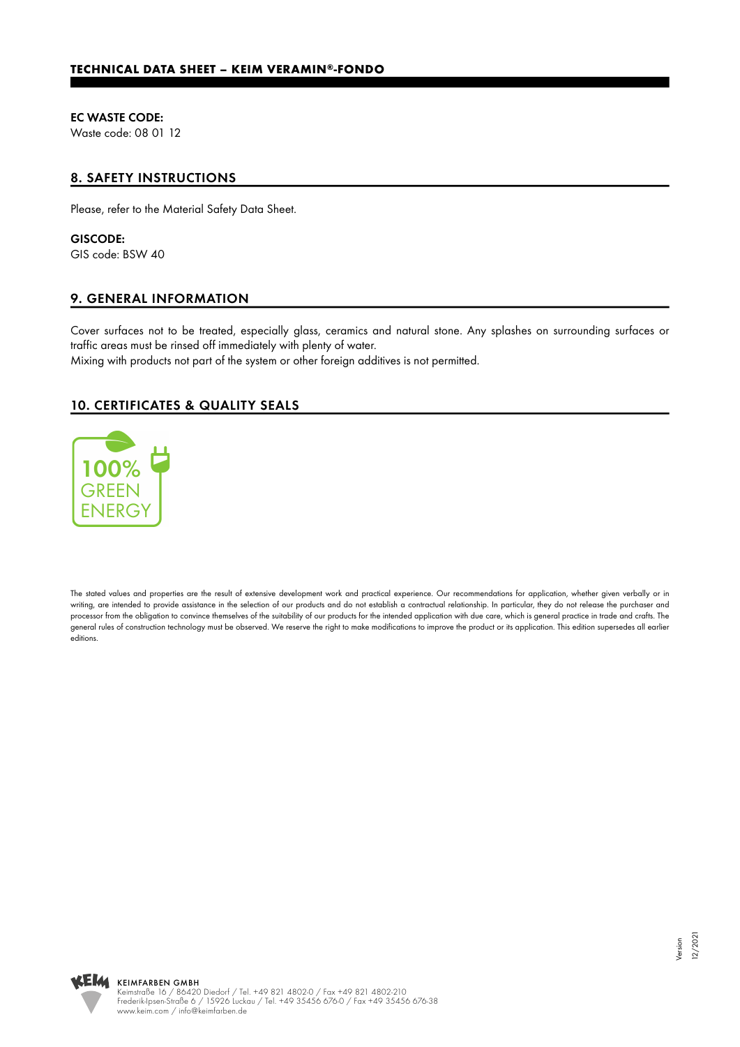**EC WASTE CODE:**
Waste code: 08 01 12

## 8. SAFETY INSTRUCTIONS

Please, refer to the Material Safety Data Sheet.

**GISCODE:**
GIS code: BSW 40

## 9. GENERAL INFORMATION

Cover surfaces not to be treated, especially glass, ceramics and natural stone. Any splashes on surrounding surfaces or traffic areas must be rinsed off immediately with plenty of water.
Mixing with products not part of the system or other foreign additives is not permitted.

## 10. CERTIFICATES & QUALITY SEALS

100% GREEN ENERGY

The stated values and properties are the result of extensive development work and practical experience. Our recommendations for application, whether given verbally or in writing, are intended to provide assistance in the selection of our products and do not establish a contractual relationship. In particular, they do not release the purchaser and processor from the obligation to convince themselves of the suitability of our products for the intended application with due care, which is general practice in trade and crafts. The general rules of construction technology must be observed. We reserve the right to make modifications to improve the product or its application. This edition supersedes all earlier editions.

KEIMFARBEN GMBH
Keimstraße 16 / 86420 Diedorf / Tel. +49 821 4802-0 / Fax +49 821 4802-210
Frederik-Ipsen-Straße 6 / 15926 Luckau / Tel. +49 35456 676-0 / Fax +49 35456 676-38
www.keim.com / info@keimfarben.de

Version 12/2021